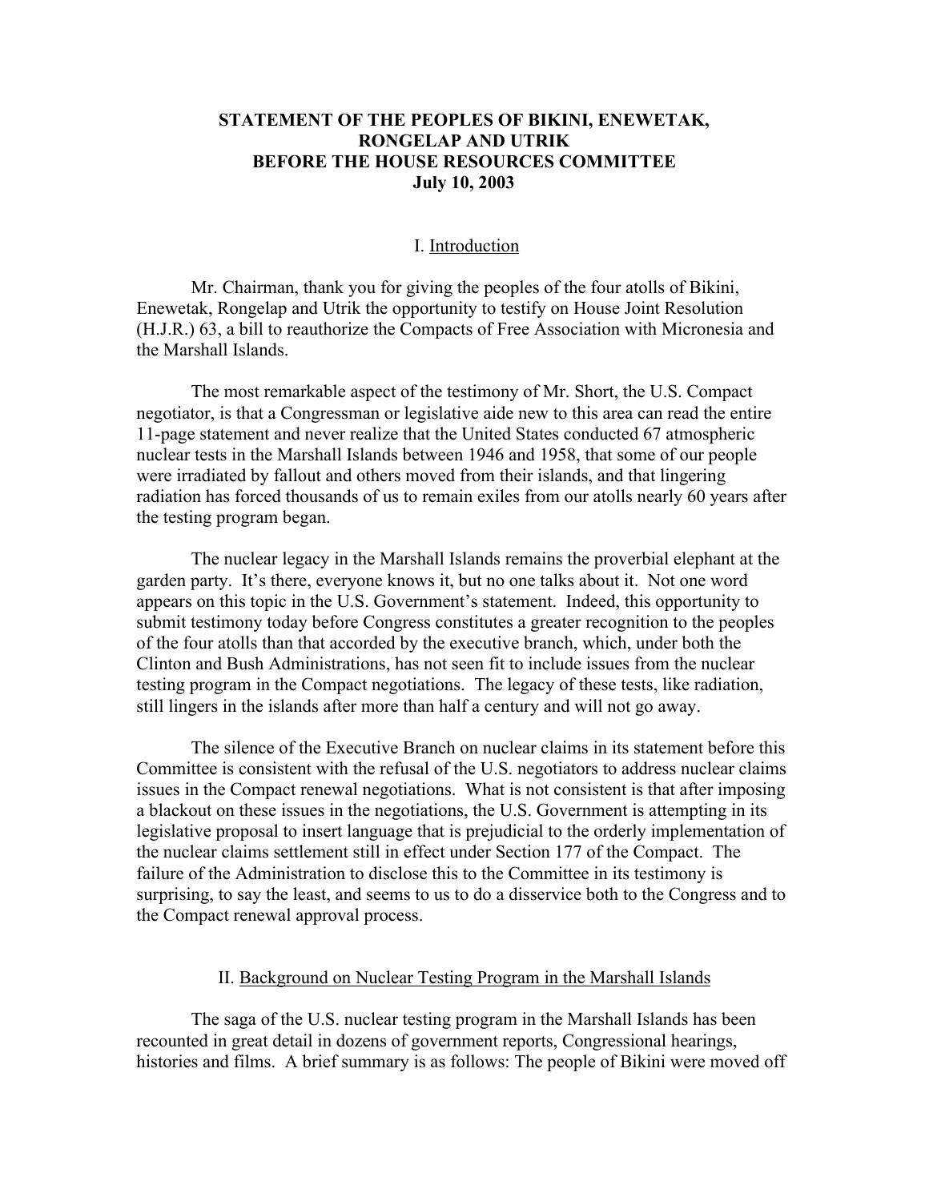# STATEMENT OF THE PEOPLES OF BIKINI, ENEWETAK, RONGELAP AND UTRIK BEFORE THE HOUSE RESOURCES COMMITTEE July 10, 2003

## I. Introduction

Mr. Chairman, thank you for giving the peoples of the four atolls of Bikini, Enewetak, Rongelap and Utrik the opportunity to testify on House Joint Resolution (H.J.R.) 63, a bill to reauthorize the Compacts of Free Association with Micronesia and the Marshall Islands.

The most remarkable aspect of the testimony of Mr. Short, the U.S. Compact negotiator, is that a Congressman or legislative aide new to this area can read the entire 11-page statement and never realize that the United States conducted 67 atmospheric nuclear tests in the Marshall Islands between 1946 and 1958, that some of our people were irradiated by fallout and others moved from their islands, and that lingering radiation has forced thousands of us to remain exiles from our atolls nearly 60 years after the testing program began.

The nuclear legacy in the Marshall Islands remains the proverbial elephant at the garden party. It's there, everyone knows it, but no one talks about it. Not one word appears on this topic in the U.S. Government's statement. Indeed, this opportunity to submit testimony today before Congress constitutes a greater recognition to the peoples of the four atolls than that accorded by the executive branch, which, under both the Clinton and Bush Administrations, has not seen fit to include issues from the nuclear testing program in the Compact negotiations. The legacy of these tests, like radiation, still lingers in the islands after more than half a century and will not go away.

The silence of the Executive Branch on nuclear claims in its statement before this Committee is consistent with the refusal of the U.S. negotiators to address nuclear claims issues in the Compact renewal negotiations. What is not consistent is that after imposing a blackout on these issues in the negotiations, the U.S. Government is attempting in its legislative proposal to insert language that is prejudicial to the orderly implementation of the nuclear claims settlement still in effect under Section 177 of the Compact. The failure of the Administration to disclose this to the Committee in its testimony is surprising, to say the least, and seems to us to do a disservice both to the Congress and to the Compact renewal approval process.

## II. Background on Nuclear Testing Program in the Marshall Islands

The saga of the U.S. nuclear testing program in the Marshall Islands has been recounted in great detail in dozens of government reports, Congressional hearings, histories and films. A brief summary is as follows: The people of Bikini were moved off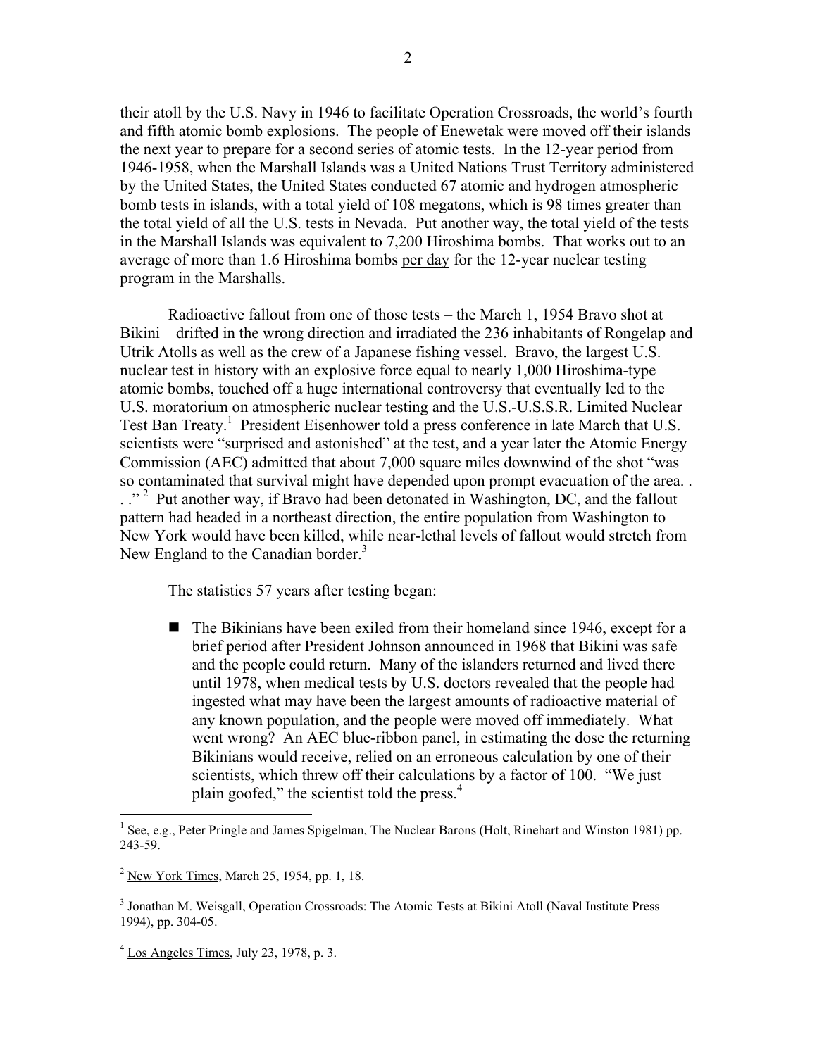their atoll by the U.S. Navy in 1946 to facilitate Operation Crossroads, the world's fourth and fifth atomic bomb explosions. The people of Enewetak were moved off their islands the next year to prepare for a second series of atomic tests. In the 12-year period from 1946-1958, when the Marshall Islands was a United Nations Trust Territory administered by the United States, the United States conducted 67 atomic and hydrogen atmospheric bomb tests in islands, with a total yield of 108 megatons, which is 98 times greater than the total yield of all the U.S. tests in Nevada. Put another way, the total yield of the tests in the Marshall Islands was equivalent to 7,200 Hiroshima bombs. That works out to an average of more than 1.6 Hiroshima bombs per day for the 12-year nuclear testing program in the Marshalls.

Radioactive fallout from one of those tests – the March 1, 1954 Bravo shot at Bikini – drifted in the wrong direction and irradiated the 236 inhabitants of Rongelap and Utrik Atolls as well as the crew of a Japanese fishing vessel. Bravo, the largest U.S. nuclear test in history with an explosive force equal to nearly 1,000 Hiroshima-type atomic bombs, touched off a huge international controversy that eventually led to the U.S. moratorium on atmospheric nuclear testing and the U.S.-U.S.S.R. Limited Nuclear Test Ban Treaty.[1] President Eisenhower told a press conference in late March that U.S. scientists were "surprised and astonished" at the test, and a year later the Atomic Energy Commission (AEC) admitted that about 7,000 square miles downwind of the shot "was so contaminated that survival might have depended upon prompt evacuation of the area. . . ."[2] Put another way, if Bravo had been detonated in Washington, DC, and the fallout pattern had headed in a northeast direction, the entire population from Washington to New York would have been killed, while near-lethal levels of fallout would stretch from New England to the Canadian border.[3]

The statistics 57 years after testing began:

- The Bikinians have been exiled from their homeland since 1946, except for a brief period after President Johnson announced in 1968 that Bikini was safe and the people could return. Many of the islanders returned and lived there until 1978, when medical tests by U.S. doctors revealed that the people had ingested what may have been the largest amounts of radioactive material of any known population, and the people were moved off immediately. What went wrong? An AEC blue-ribbon panel, in estimating the dose the returning Bikinians would receive, relied on an erroneous calculation by one of their scientists, which threw off their calculations by a factor of 100. "We just plain goofed," the scientist told the press.[4]

---

[1] See, e.g., Peter Pringle and James Spigelman, The Nuclear Barons (Holt, Rinehart and Winston 1981) pp. 243-59.

[2] New York Times, March 25, 1954, pp. 1, 18.

[3] Jonathan M. Weisgall, Operation Crossroads: The Atomic Tests at Bikini Atoll (Naval Institute Press 1994), pp. 304-05.

[4] Los Angeles Times, July 23, 1978, p. 3.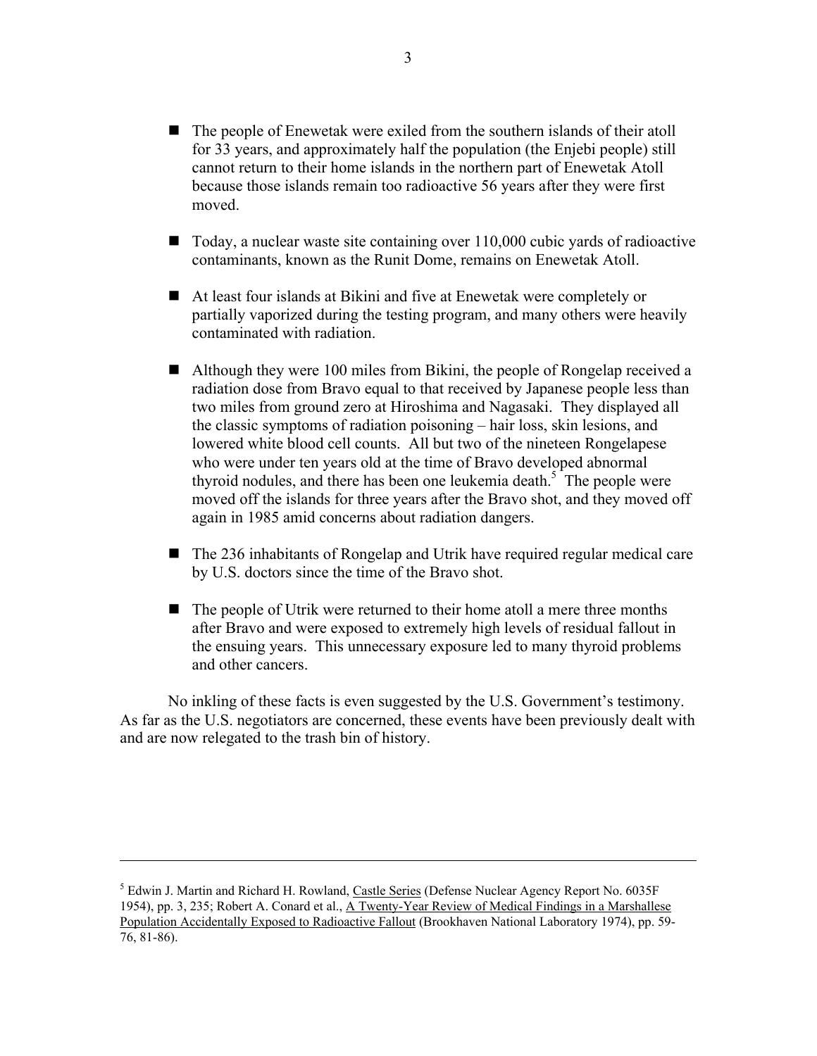- The people of Enewetak were exiled from the southern islands of their atoll for 33 years, and approximately half the population (the Enjebi people) still cannot return to their home islands in the northern part of Enewetak Atoll because those islands remain too radioactive 56 years after they were first moved.

- Today, a nuclear waste site containing over 110,000 cubic yards of radioactive contaminants, known as the Runit Dome, remains on Enewetak Atoll.

- At least four islands at Bikini and five at Enewetak were completely or partially vaporized during the testing program, and many others were heavily contaminated with radiation.

- Although they were 100 miles from Bikini, the people of Rongelap received a radiation dose from Bravo equal to that received by Japanese people less than two miles from ground zero at Hiroshima and Nagasaki. They displayed all the classic symptoms of radiation poisoning – hair loss, skin lesions, and lowered white blood cell counts. All but two of the nineteen Rongelapese who were under ten years old at the time of Bravo developed abnormal thyroid nodules, and there has been one leukemia death.[5] The people were moved off the islands for three years after the Bravo shot, and they moved off again in 1985 amid concerns about radiation dangers.

- The 236 inhabitants of Rongelap and Utrik have required regular medical care by U.S. doctors since the time of the Bravo shot.

- The people of Utrik were returned to their home atoll a mere three months after Bravo and were exposed to extremely high levels of residual fallout in the ensuing years. This unnecessary exposure led to many thyroid problems and other cancers.

No inkling of these facts is even suggested by the U.S. Government's testimony. As far as the U.S. negotiators are concerned, these events have been previously dealt with and are now relegated to the trash bin of history.

---

[5] Edwin J. Martin and Richard H. Rowland, Castle Series (Defense Nuclear Agency Report No. 6035F 1954), pp. 3, 235; Robert A. Conard et al., A Twenty-Year Review of Medical Findings in a Marshallese Population Accidentally Exposed to Radioactive Fallout (Brookhaven National Laboratory 1974), pp. 59-76, 81-86).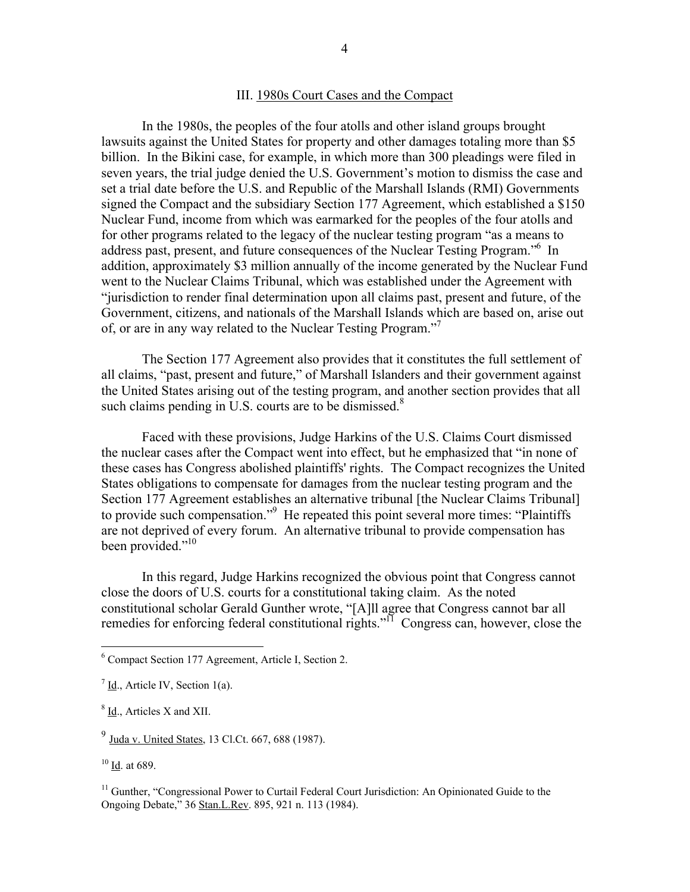## III. 1980s Court Cases and the Compact

In the 1980s, the peoples of the four atolls and other island groups brought lawsuits against the United States for property and other damages totaling more than $5 billion. In the Bikini case, for example, in which more than 300 pleadings were filed in seven years, the trial judge denied the U.S. Government's motion to dismiss the case and set a trial date before the U.S. and Republic of the Marshall Islands (RMI) Governments signed the Compact and the subsidiary Section 177 Agreement, which established a $150 Nuclear Fund, income from which was earmarked for the peoples of the four atolls and for other programs related to the legacy of the nuclear testing program "as a means to address past, present, and future consequences of the Nuclear Testing Program."[6] In addition, approximately $3 million annually of the income generated by the Nuclear Fund went to the Nuclear Claims Tribunal, which was established under the Agreement with "jurisdiction to render final determination upon all claims past, present and future, of the Government, citizens, and nationals of the Marshall Islands which are based on, arise out of, or are in any way related to the Nuclear Testing Program."[7]

The Section 177 Agreement also provides that it constitutes the full settlement of all claims, "past, present and future," of Marshall Islanders and their government against the United States arising out of the testing program, and another section provides that all such claims pending in U.S. courts are to be dismissed.[8]

Faced with these provisions, Judge Harkins of the U.S. Claims Court dismissed the nuclear cases after the Compact went into effect, but he emphasized that "in none of these cases has Congress abolished plaintiffs' rights. The Compact recognizes the United States obligations to compensate for damages from the nuclear testing program and the Section 177 Agreement establishes an alternative tribunal [the Nuclear Claims Tribunal] to provide such compensation."[9] He repeated this point several more times: "Plaintiffs are not deprived of every forum. An alternative tribunal to provide compensation has been provided."[10]

In this regard, Judge Harkins recognized the obvious point that Congress cannot close the doors of U.S. courts for a constitutional taking claim. As the noted constitutional scholar Gerald Gunther wrote, "[A]ll agree that Congress cannot bar all remedies for enforcing federal constitutional rights."[11] Congress can, however, close the

---

[6] Compact Section 177 Agreement, Article I, Section 2.

[7] Id., Article IV, Section 1(a).

[8] Id., Articles X and XII.

[9] Juda v. United States, 13 Cl.Ct. 667, 688 (1987).

[10] Id. at 689.

[11] Gunther, "Congressional Power to Curtail Federal Court Jurisdiction: An Opinionated Guide to the Ongoing Debate," 36 Stan.L.Rev. 895, 921 n. 113 (1984).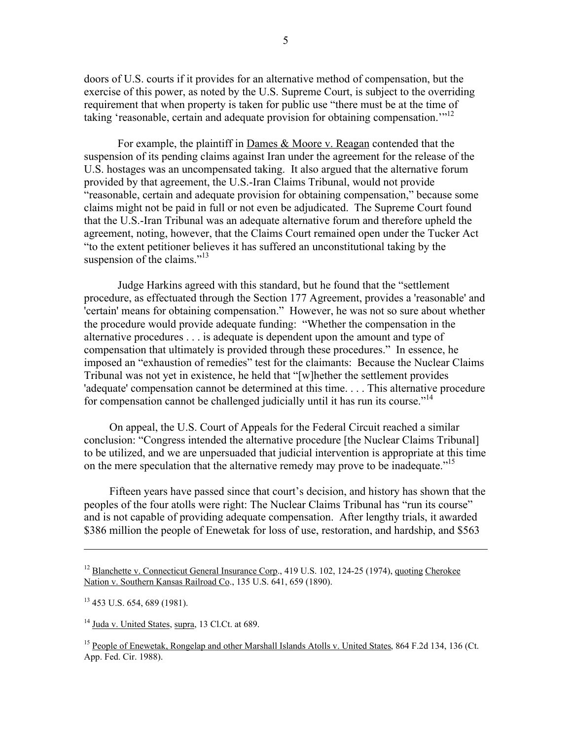doors of U.S. courts if it provides for an alternative method of compensation, but the exercise of this power, as noted by the U.S. Supreme Court, is subject to the overriding requirement that when property is taken for public use "there must be at the time of taking 'reasonable, certain and adequate provision for obtaining compensation.'"[12]

For example, the plaintiff in Dames & Moore v. Reagan contended that the suspension of its pending claims against Iran under the agreement for the release of the U.S. hostages was an uncompensated taking. It also argued that the alternative forum provided by that agreement, the U.S.-Iran Claims Tribunal, would not provide "reasonable, certain and adequate provision for obtaining compensation," because some claims might not be paid in full or not even be adjudicated. The Supreme Court found that the U.S.-Iran Tribunal was an adequate alternative forum and therefore upheld the agreement, noting, however, that the Claims Court remained open under the Tucker Act "to the extent petitioner believes it has suffered an unconstitutional taking by the suspension of the claims."[13]

Judge Harkins agreed with this standard, but he found that the "settlement procedure, as effectuated through the Section 177 Agreement, provides a 'reasonable' and 'certain' means for obtaining compensation." However, he was not so sure about whether the procedure would provide adequate funding: "Whether the compensation in the alternative procedures . . . is adequate is dependent upon the amount and type of compensation that ultimately is provided through these procedures." In essence, he imposed an "exhaustion of remedies" test for the claimants: Because the Nuclear Claims Tribunal was not yet in existence, he held that "[w]hether the settlement provides 'adequate' compensation cannot be determined at this time. . . . This alternative procedure for compensation cannot be challenged judicially until it has run its course."[14]

On appeal, the U.S. Court of Appeals for the Federal Circuit reached a similar conclusion: "Congress intended the alternative procedure [the Nuclear Claims Tribunal] to be utilized, and we are unpersuaded that judicial intervention is appropriate at this time on the mere speculation that the alternative remedy may prove to be inadequate."[15]

Fifteen years have passed since that court's decision, and history has shown that the peoples of the four atolls were right: The Nuclear Claims Tribunal has "run its course" and is not capable of providing adequate compensation. After lengthy trials, it awarded $386 million the people of Enewetak for loss of use, restoration, and hardship, and $563

---

[12] Blanchette v. Connecticut General Insurance Corp., 419 U.S. 102, 124-25 (1974), quoting Cherokee Nation v. Southern Kansas Railroad Co., 135 U.S. 641, 659 (1890).

[13] 453 U.S. 654, 689 (1981).

[14] Juda v. United States, supra, 13 Cl.Ct. at 689.

[15] People of Enewetak, Rongelap and other Marshall Islands Atolls v. United States, 864 F.2d 134, 136 (Ct. App. Fed. Cir. 1988).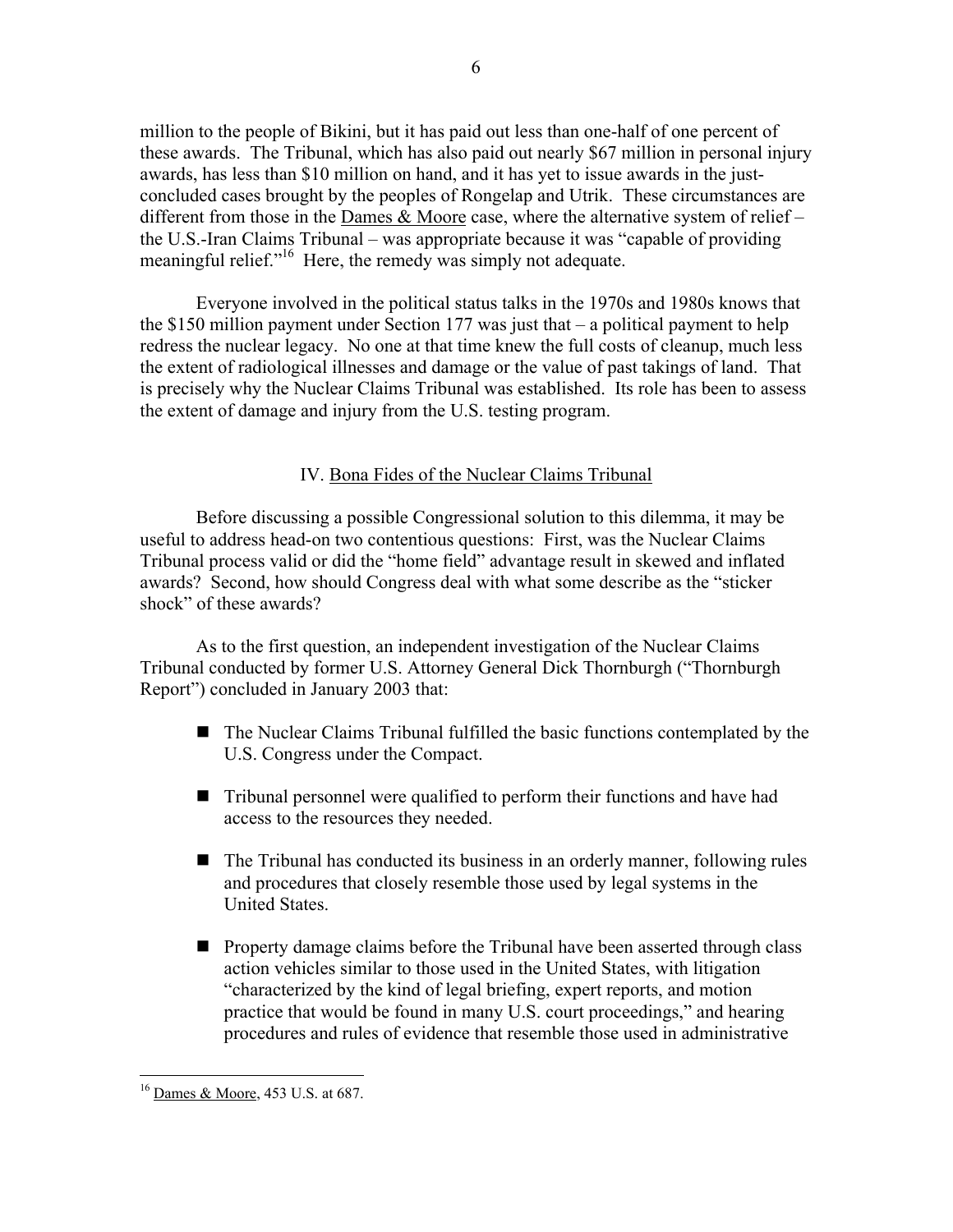million to the people of Bikini, but it has paid out less than one-half of one percent of these awards. The Tribunal, which has also paid out nearly $67 million in personal injury awards, has less than $10 million on hand, and it has yet to issue awards in the just-concluded cases brought by the peoples of Rongelap and Utrik. These circumstances are different from those in the Dames & Moore case, where the alternative system of relief – the U.S.-Iran Claims Tribunal – was appropriate because it was "capable of providing meaningful relief."[16] Here, the remedy was simply not adequate.

Everyone involved in the political status talks in the 1970s and 1980s knows that the $150 million payment under Section 177 was just that – a political payment to help redress the nuclear legacy. No one at that time knew the full costs of cleanup, much less the extent of radiological illnesses and damage or the value of past takings of land. That is precisely why the Nuclear Claims Tribunal was established. Its role has been to assess the extent of damage and injury from the U.S. testing program.

## IV. Bona Fides of the Nuclear Claims Tribunal

Before discussing a possible Congressional solution to this dilemma, it may be useful to address head-on two contentious questions: First, was the Nuclear Claims Tribunal process valid or did the "home field" advantage result in skewed and inflated awards? Second, how should Congress deal with what some describe as the "sticker shock" of these awards?

As to the first question, an independent investigation of the Nuclear Claims Tribunal conducted by former U.S. Attorney General Dick Thornburgh ("Thornburgh Report") concluded in January 2003 that:

- The Nuclear Claims Tribunal fulfilled the basic functions contemplated by the U.S. Congress under the Compact.
- Tribunal personnel were qualified to perform their functions and have had access to the resources they needed.
- The Tribunal has conducted its business in an orderly manner, following rules and procedures that closely resemble those used by legal systems in the United States.
- Property damage claims before the Tribunal have been asserted through class action vehicles similar to those used in the United States, with litigation "characterized by the kind of legal briefing, expert reports, and motion practice that would be found in many U.S. court proceedings," and hearing procedures and rules of evidence that resemble those used in administrative

[16] Dames & Moore, 453 U.S. at 687.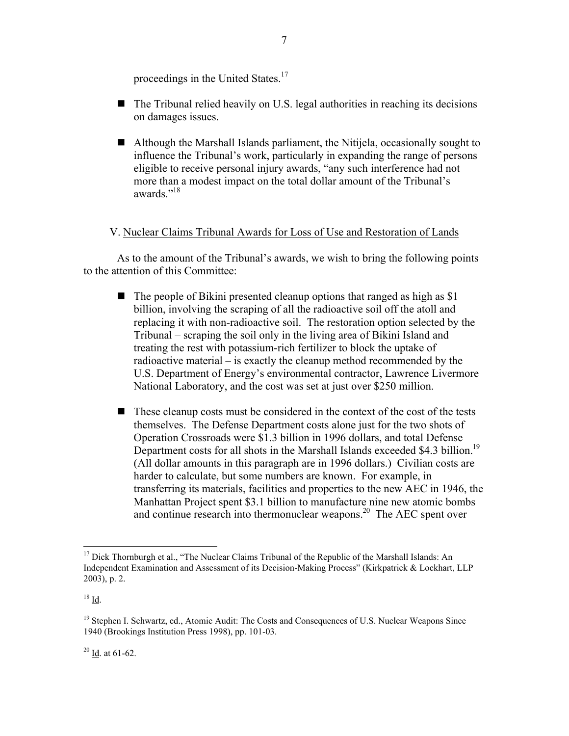proceedings in the United States.[17]

- The Tribunal relied heavily on U.S. legal authorities in reaching its decisions on damages issues.

- Although the Marshall Islands parliament, the Nitijela, occasionally sought to influence the Tribunal's work, particularly in expanding the range of persons eligible to receive personal injury awards, "any such interference had not more than a modest impact on the total dollar amount of the Tribunal's awards."[18]

## V. Nuclear Claims Tribunal Awards for Loss of Use and Restoration of Lands

As to the amount of the Tribunal's awards, we wish to bring the following points to the attention of this Committee:

- The people of Bikini presented cleanup options that ranged as high as $1 billion, involving the scraping of all the radioactive soil off the atoll and replacing it with non-radioactive soil. The restoration option selected by the Tribunal – scraping the soil only in the living area of Bikini Island and treating the rest with potassium-rich fertilizer to block the uptake of radioactive material – is exactly the cleanup method recommended by the U.S. Department of Energy's environmental contractor, Lawrence Livermore National Laboratory, and the cost was set at just over $250 million.

- These cleanup costs must be considered in the context of the cost of the tests themselves. The Defense Department costs alone just for the two shots of Operation Crossroads were $1.3 billion in 1996 dollars, and total Defense Department costs for all shots in the Marshall Islands exceeded $4.3 billion.[19] (All dollar amounts in this paragraph are in 1996 dollars.) Civilian costs are harder to calculate, but some numbers are known. For example, in transferring its materials, facilities and properties to the new AEC in 1946, the Manhattan Project spent $3.1 billion to manufacture nine new atomic bombs and continue research into thermonuclear weapons.[20] The AEC spent over

---

[17] Dick Thornburgh et al., "The Nuclear Claims Tribunal of the Republic of the Marshall Islands: An Independent Examination and Assessment of its Decision-Making Process" (Kirkpatrick & Lockhart, LLP 2003), p. 2.

[18] Id.

[19] Stephen I. Schwartz, ed., Atomic Audit: The Costs and Consequences of U.S. Nuclear Weapons Since 1940 (Brookings Institution Press 1998), pp. 101-03.

[20] Id. at 61-62.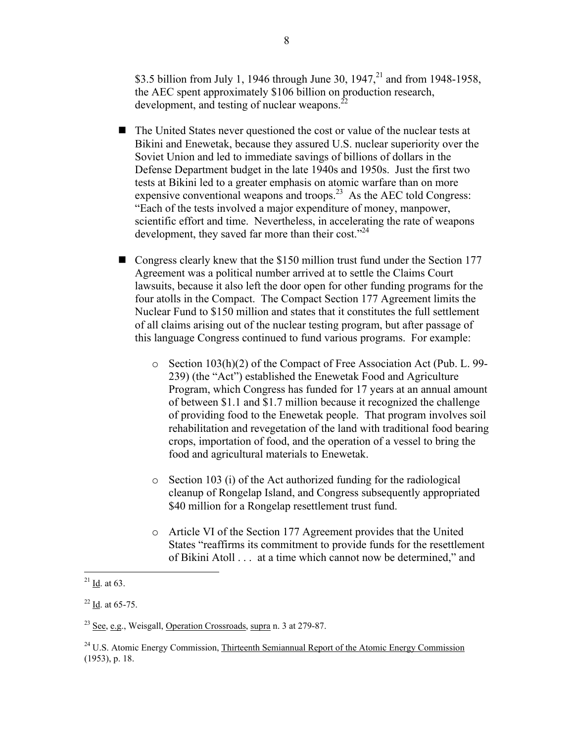$3.5 billion from July 1, 1946 through June 30, 1947,[21] and from 1948-1958, the AEC spent approximately $106 billion on production research, development, and testing of nuclear weapons.[22]

- The United States never questioned the cost or value of the nuclear tests at Bikini and Enewetak, because they assured U.S. nuclear superiority over the Soviet Union and led to immediate savings of billions of dollars in the Defense Department budget in the late 1940s and 1950s. Just the first two tests at Bikini led to a greater emphasis on atomic warfare than on more expensive conventional weapons and troops.[23] As the AEC told Congress: "Each of the tests involved a major expenditure of money, manpower, scientific effort and time. Nevertheless, in accelerating the rate of weapons development, they saved far more than their cost."[24]

- Congress clearly knew that the $150 million trust fund under the Section 177 Agreement was a political number arrived at to settle the Claims Court lawsuits, because it also left the door open for other funding programs for the four atolls in the Compact. The Compact Section 177 Agreement limits the Nuclear Fund to $150 million and states that it constitutes the full settlement of all claims arising out of the nuclear testing program, but after passage of this language Congress continued to fund various programs. For example:

  - Section 103(h)(2) of the Compact of Free Association Act (Pub. L. 99-239) (the "Act") established the Enewetak Food and Agriculture Program, which Congress has funded for 17 years at an annual amount of between $1.1 and $1.7 million because it recognized the challenge of providing food to the Enewetak people. That program involves soil rehabilitation and revegetation of the land with traditional food bearing crops, importation of food, and the operation of a vessel to bring the food and agricultural materials to Enewetak.

  - Section 103 (i) of the Act authorized funding for the radiological cleanup of Rongelap Island, and Congress subsequently appropriated $40 million for a Rongelap resettlement trust fund.

  - Article VI of the Section 177 Agreement provides that the United States "reaffirms its commitment to provide funds for the resettlement of Bikini Atoll . . . at a time which cannot now be determined," and

---

[21] Id. at 63.

[22] Id. at 65-75.

[23] See, e.g., Weisgall, Operation Crossroads, supra n. 3 at 279-87.

[24] U.S. Atomic Energy Commission, Thirteenth Semiannual Report of the Atomic Energy Commission (1953), p. 18.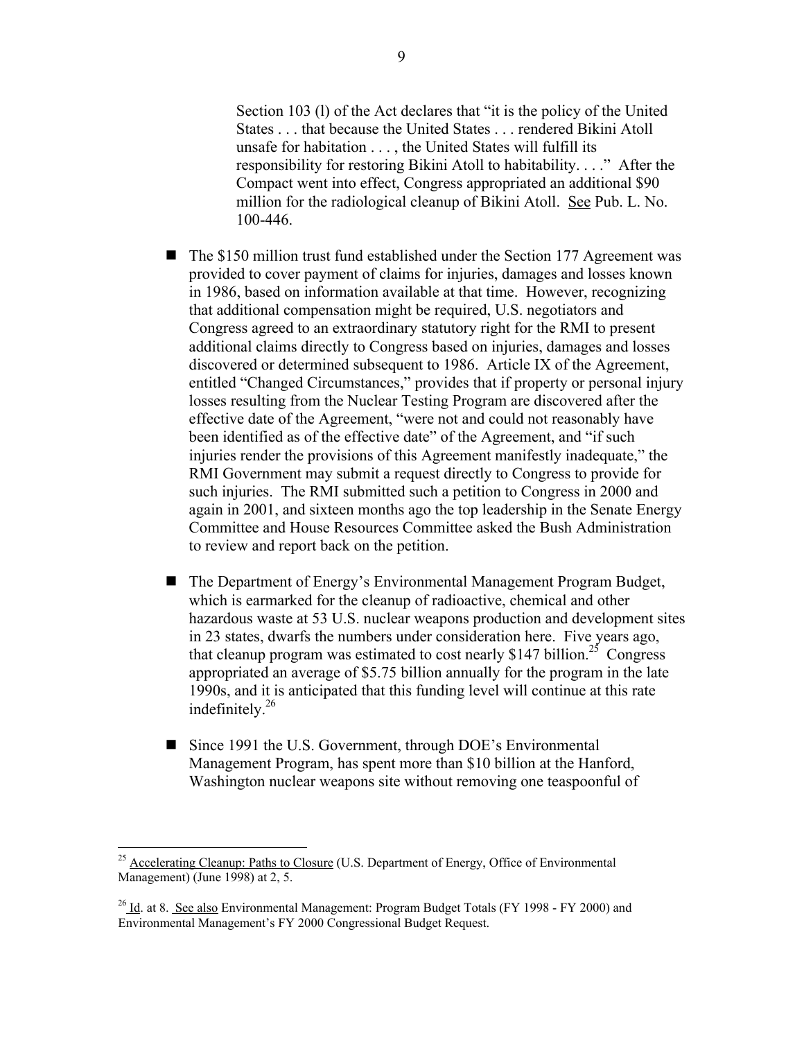> Section 103 (l) of the Act declares that "it is the policy of the United States . . . that because the United States . . . rendered Bikini Atoll unsafe for habitation . . . , the United States will fulfill its responsibility for restoring Bikini Atoll to habitability. . . ." After the Compact went into effect, Congress appropriated an additional $90 million for the radiological cleanup of Bikini Atoll. See Pub. L. No. 100-446.

- The $150 million trust fund established under the Section 177 Agreement was provided to cover payment of claims for injuries, damages and losses known in 1986, based on information available at that time. However, recognizing that additional compensation might be required, U.S. negotiators and Congress agreed to an extraordinary statutory right for the RMI to present additional claims directly to Congress based on injuries, damages and losses discovered or determined subsequent to 1986. Article IX of the Agreement, entitled "Changed Circumstances," provides that if property or personal injury losses resulting from the Nuclear Testing Program are discovered after the effective date of the Agreement, "were not and could not reasonably have been identified as of the effective date" of the Agreement, and "if such injuries render the provisions of this Agreement manifestly inadequate," the RMI Government may submit a request directly to Congress to provide for such injuries. The RMI submitted such a petition to Congress in 2000 and again in 2001, and sixteen months ago the top leadership in the Senate Energy Committee and House Resources Committee asked the Bush Administration to review and report back on the petition.

- The Department of Energy's Environmental Management Program Budget, which is earmarked for the cleanup of radioactive, chemical and other hazardous waste at 53 U.S. nuclear weapons production and development sites in 23 states, dwarfs the numbers under consideration here. Five years ago, that cleanup program was estimated to cost nearly $147 billion.[25] Congress appropriated an average of $5.75 billion annually for the program in the late 1990s, and it is anticipated that this funding level will continue at this rate indefinitely.[26]

- Since 1991 the U.S. Government, through DOE's Environmental Management Program, has spent more than $10 billion at the Hanford, Washington nuclear weapons site without removing one teaspoonful of

---

[25] Accelerating Cleanup: Paths to Closure (U.S. Department of Energy, Office of Environmental Management) (June 1998) at 2, 5.

[26] Id. at 8. See also Environmental Management: Program Budget Totals (FY 1998 - FY 2000) and Environmental Management's FY 2000 Congressional Budget Request.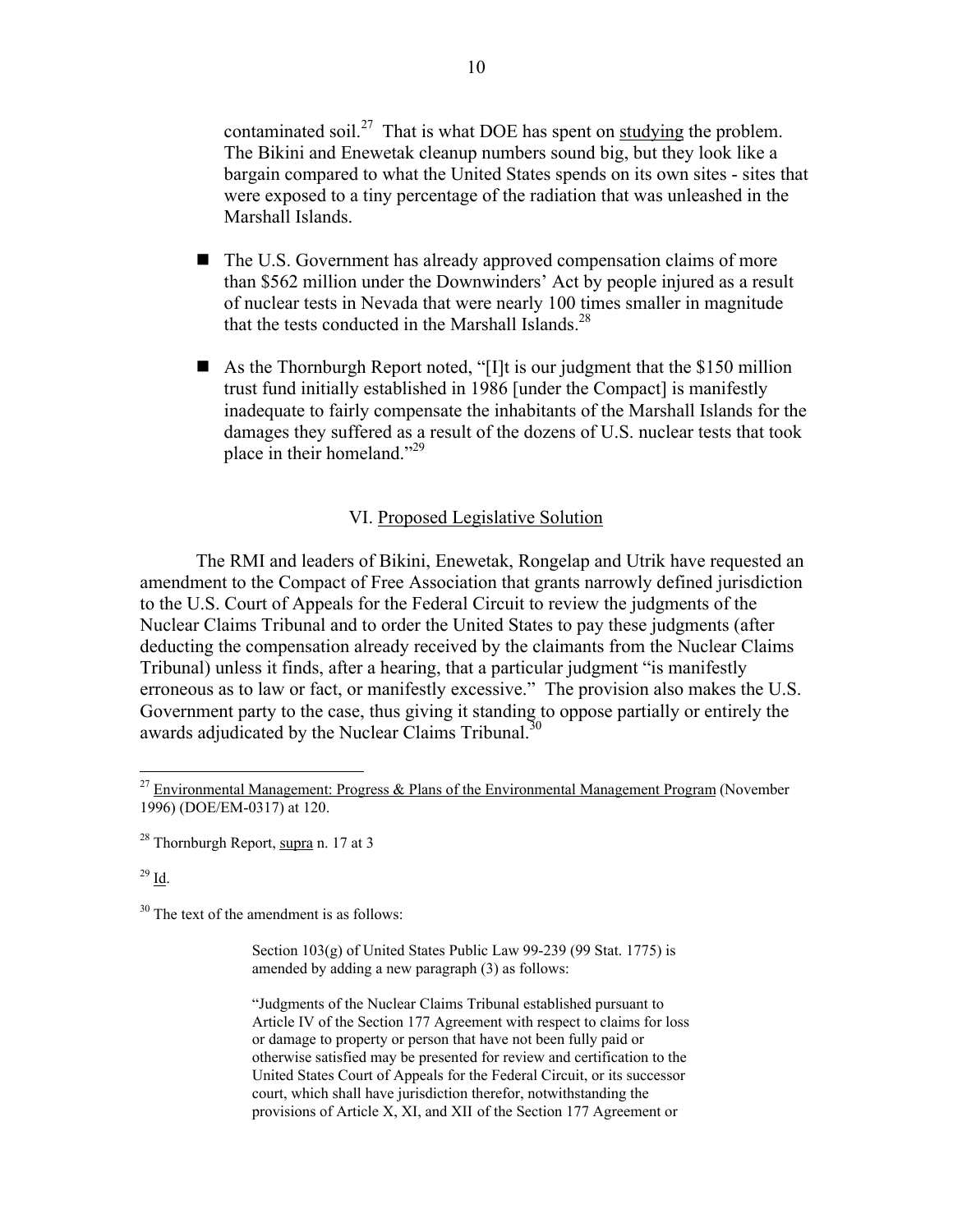contaminated soil.[27] That is what DOE has spent on studying the problem. The Bikini and Enewetak cleanup numbers sound big, but they look like a bargain compared to what the United States spends on its own sites - sites that were exposed to a tiny percentage of the radiation that was unleashed in the Marshall Islands.

- The U.S. Government has already approved compensation claims of more than $562 million under the Downwinders' Act by people injured as a result of nuclear tests in Nevada that were nearly 100 times smaller in magnitude that the tests conducted in the Marshall Islands.[28]

- As the Thornburgh Report noted, "[I]t is our judgment that the $150 million trust fund initially established in 1986 [under the Compact] is manifestly inadequate to fairly compensate the inhabitants of the Marshall Islands for the damages they suffered as a result of the dozens of U.S. nuclear tests that took place in their homeland."[29]

## VI. Proposed Legislative Solution

The RMI and leaders of Bikini, Enewetak, Rongelap and Utrik have requested an amendment to the Compact of Free Association that grants narrowly defined jurisdiction to the U.S. Court of Appeals for the Federal Circuit to review the judgments of the Nuclear Claims Tribunal and to order the United States to pay these judgments (after deducting the compensation already received by the claimants from the Nuclear Claims Tribunal) unless it finds, after a hearing, that a particular judgment "is manifestly erroneous as to law or fact, or manifestly excessive." The provision also makes the U.S. Government party to the case, thus giving it standing to oppose partially or entirely the awards adjudicated by the Nuclear Claims Tribunal.[30]

---

[27] Environmental Management: Progress & Plans of the Environmental Management Program (November 1996) (DOE/EM-0317) at 120.

[28] Thornburgh Report, supra n. 17 at 3

[29] Id.

[30] The text of the amendment is as follows:

> Section 103(g) of United States Public Law 99-239 (99 Stat. 1775) is amended by adding a new paragraph (3) as follows:
>
> "Judgments of the Nuclear Claims Tribunal established pursuant to Article IV of the Section 177 Agreement with respect to claims for loss or damage to property or person that have not been fully paid or otherwise satisfied may be presented for review and certification to the United States Court of Appeals for the Federal Circuit, or its successor court, which shall have jurisdiction therefor, notwithstanding the provisions of Article X, XI, and XII of the Section 177 Agreement or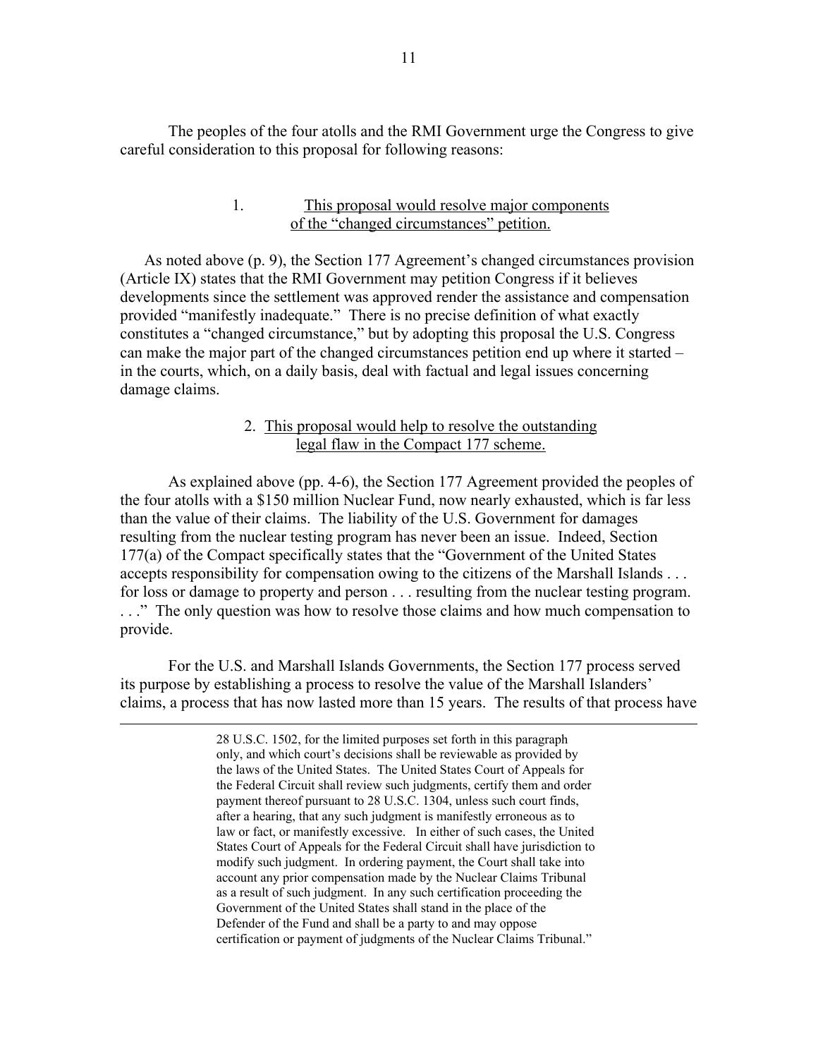The peoples of the four atolls and the RMI Government urge the Congress to give careful consideration to this proposal for following reasons:

1. This proposal would resolve major components of the "changed circumstances" petition.

As noted above (p. 9), the Section 177 Agreement's changed circumstances provision (Article IX) states that the RMI Government may petition Congress if it believes developments since the settlement was approved render the assistance and compensation provided "manifestly inadequate." There is no precise definition of what exactly constitutes a "changed circumstance," but by adopting this proposal the U.S. Congress can make the major part of the changed circumstances petition end up where it started – in the courts, which, on a daily basis, deal with factual and legal issues concerning damage claims.

2. This proposal would help to resolve the outstanding legal flaw in the Compact 177 scheme.

As explained above (pp. 4-6), the Section 177 Agreement provided the peoples of the four atolls with a $150 million Nuclear Fund, now nearly exhausted, which is far less than the value of their claims. The liability of the U.S. Government for damages resulting from the nuclear testing program has never been an issue. Indeed, Section 177(a) of the Compact specifically states that the "Government of the United States accepts responsibility for compensation owing to the citizens of the Marshall Islands . . . for loss or damage to property and person . . . resulting from the nuclear testing program. . . ." The only question was how to resolve those claims and how much compensation to provide.

For the U.S. and Marshall Islands Governments, the Section 177 process served its purpose by establishing a process to resolve the value of the Marshall Islanders' claims, a process that has now lasted more than 15 years. The results of that process have

---

28 U.S.C. 1502, for the limited purposes set forth in this paragraph only, and which court's decisions shall be reviewable as provided by the laws of the United States. The United States Court of Appeals for the Federal Circuit shall review such judgments, certify them and order payment thereof pursuant to 28 U.S.C. 1304, unless such court finds, after a hearing, that any such judgment is manifestly erroneous as to law or fact, or manifestly excessive. In either of such cases, the United States Court of Appeals for the Federal Circuit shall have jurisdiction to modify such judgment. In ordering payment, the Court shall take into account any prior compensation made by the Nuclear Claims Tribunal as a result of such judgment. In any such certification proceeding the Government of the United States shall stand in the place of the Defender of the Fund and shall be a party to and may oppose certification or payment of judgments of the Nuclear Claims Tribunal."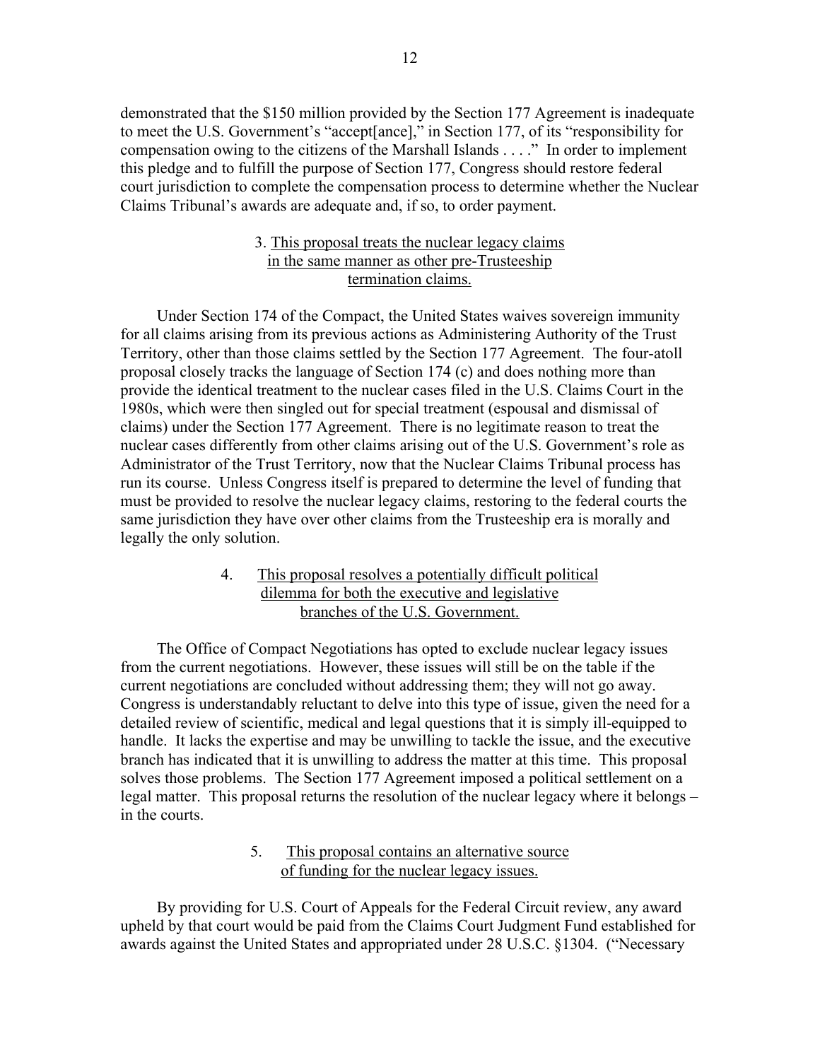demonstrated that the $150 million provided by the Section 177 Agreement is inadequate to meet the U.S. Government's "accept[ance]," in Section 177, of its "responsibility for compensation owing to the citizens of the Marshall Islands . . . ." In order to implement this pledge and to fulfill the purpose of Section 177, Congress should restore federal court jurisdiction to complete the compensation process to determine whether the Nuclear Claims Tribunal's awards are adequate and, if so, to order payment.

### 3. This proposal treats the nuclear legacy claims in the same manner as other pre-Trusteeship termination claims.

Under Section 174 of the Compact, the United States waives sovereign immunity for all claims arising from its previous actions as Administering Authority of the Trust Territory, other than those claims settled by the Section 177 Agreement. The four-atoll proposal closely tracks the language of Section 174 (c) and does nothing more than provide the identical treatment to the nuclear cases filed in the U.S. Claims Court in the 1980s, which were then singled out for special treatment (espousal and dismissal of claims) under the Section 177 Agreement. There is no legitimate reason to treat the nuclear cases differently from other claims arising out of the U.S. Government's role as Administrator of the Trust Territory, now that the Nuclear Claims Tribunal process has run its course. Unless Congress itself is prepared to determine the level of funding that must be provided to resolve the nuclear legacy claims, restoring to the federal courts the same jurisdiction they have over other claims from the Trusteeship era is morally and legally the only solution.

### 4. This proposal resolves a potentially difficult political dilemma for both the executive and legislative branches of the U.S. Government.

The Office of Compact Negotiations has opted to exclude nuclear legacy issues from the current negotiations. However, these issues will still be on the table if the current negotiations are concluded without addressing them; they will not go away. Congress is understandably reluctant to delve into this type of issue, given the need for a detailed review of scientific, medical and legal questions that it is simply ill-equipped to handle. It lacks the expertise and may be unwilling to tackle the issue, and the executive branch has indicated that it is unwilling to address the matter at this time. This proposal solves those problems. The Section 177 Agreement imposed a political settlement on a legal matter. This proposal returns the resolution of the nuclear legacy where it belongs – in the courts.

### 5. This proposal contains an alternative source of funding for the nuclear legacy issues.

By providing for U.S. Court of Appeals for the Federal Circuit review, any award upheld by that court would be paid from the Claims Court Judgment Fund established for awards against the United States and appropriated under 28 U.S.C. §1304. ("Necessary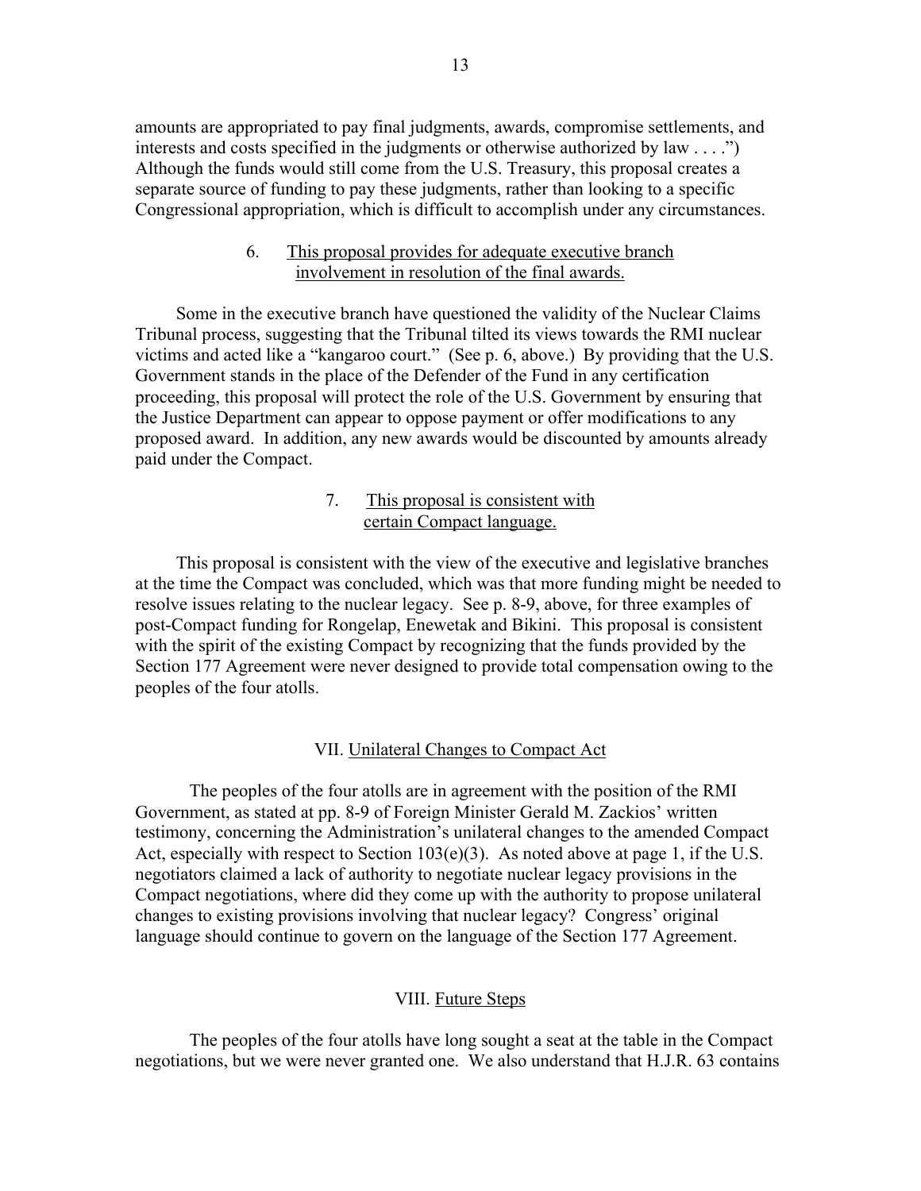amounts are appropriated to pay final judgments, awards, compromise settlements, and interests and costs specified in the judgments or otherwise authorized by law . . . .") Although the funds would still come from the U.S. Treasury, this proposal creates a separate source of funding to pay these judgments, rather than looking to a specific Congressional appropriation, which is difficult to accomplish under any circumstances.

6. This proposal provides for adequate executive branch involvement in resolution of the final awards.

Some in the executive branch have questioned the validity of the Nuclear Claims Tribunal process, suggesting that the Tribunal tilted its views towards the RMI nuclear victims and acted like a "kangaroo court." (See p. 6, above.) By providing that the U.S. Government stands in the place of the Defender of the Fund in any certification proceeding, this proposal will protect the role of the U.S. Government by ensuring that the Justice Department can appear to oppose payment or offer modifications to any proposed award. In addition, any new awards would be discounted by amounts already paid under the Compact.

7. This proposal is consistent with certain Compact language.

This proposal is consistent with the view of the executive and legislative branches at the time the Compact was concluded, which was that more funding might be needed to resolve issues relating to the nuclear legacy. See p. 8-9, above, for three examples of post-Compact funding for Rongelap, Enewetak and Bikini. This proposal is consistent with the spirit of the existing Compact by recognizing that the funds provided by the Section 177 Agreement were never designed to provide total compensation owing to the peoples of the four atolls.

## VII. Unilateral Changes to Compact Act

The peoples of the four atolls are in agreement with the position of the RMI Government, as stated at pp. 8-9 of Foreign Minister Gerald M. Zackios' written testimony, concerning the Administration's unilateral changes to the amended Compact Act, especially with respect to Section 103(e)(3). As noted above at page 1, if the U.S. negotiators claimed a lack of authority to negotiate nuclear legacy provisions in the Compact negotiations, where did they come up with the authority to propose unilateral changes to existing provisions involving that nuclear legacy? Congress' original language should continue to govern on the language of the Section 177 Agreement.

## VIII. Future Steps

The peoples of the four atolls have long sought a seat at the table in the Compact negotiations, but we were never granted one. We also understand that H.J.R. 63 contains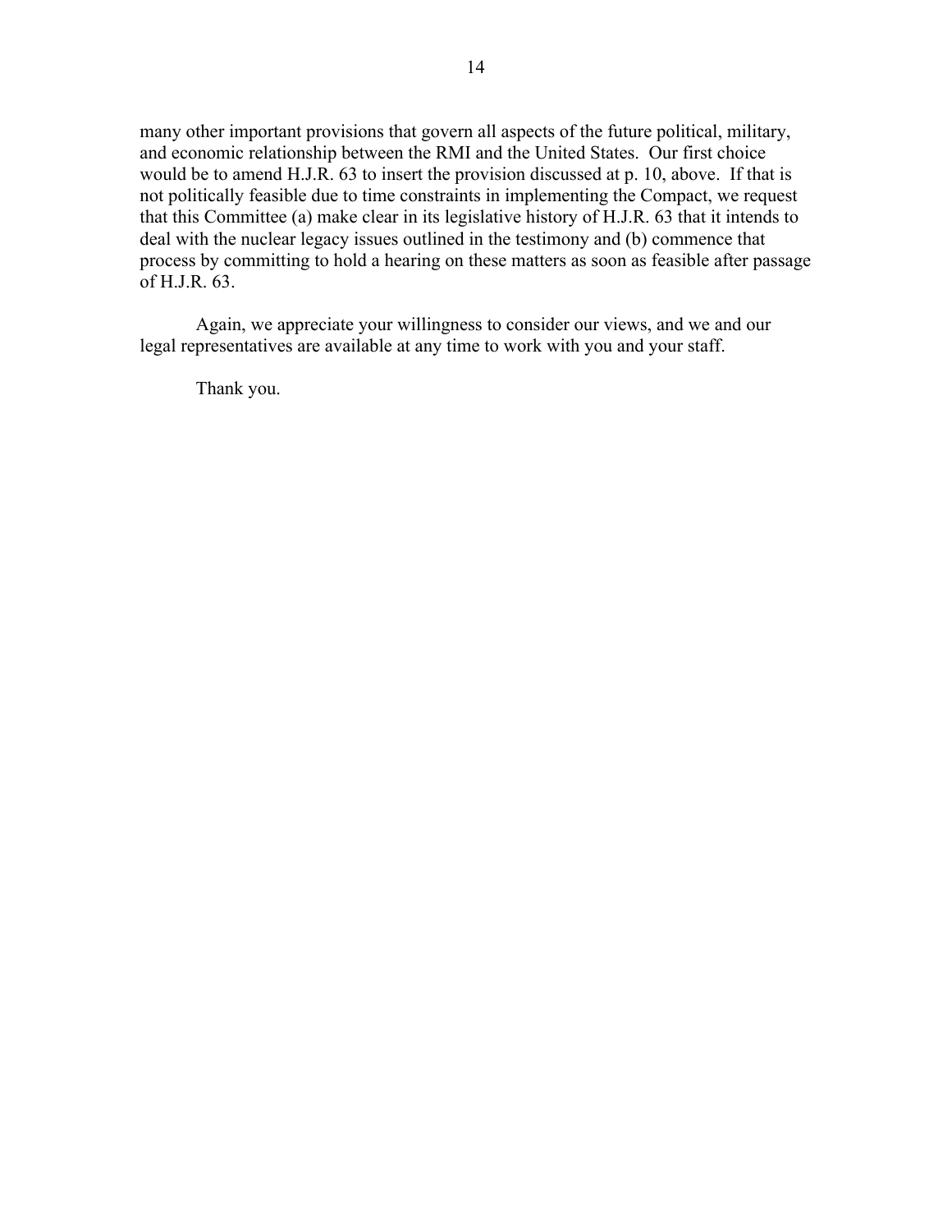many other important provisions that govern all aspects of the future political, military, and economic relationship between the RMI and the United States. Our first choice would be to amend H.J.R. 63 to insert the provision discussed at p. 10, above. If that is not politically feasible due to time constraints in implementing the Compact, we request that this Committee (a) make clear in its legislative history of H.J.R. 63 that it intends to deal with the nuclear legacy issues outlined in the testimony and (b) commence that process by committing to hold a hearing on these matters as soon as feasible after passage of H.J.R. 63.

Again, we appreciate your willingness to consider our views, and we and our legal representatives are available at any time to work with you and your staff.

Thank you.